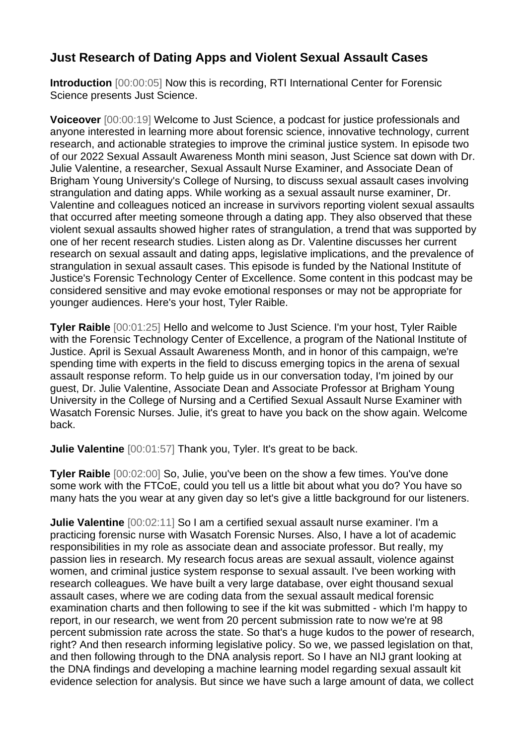## Just Research of Dating Apps and Violent Sexual Assault Cases

**Introduction** [00:00:05] Now this is recording, RTI International Center for Forensic Science presents Just Science.

**Voiceover** [00:00:19] Welcome to Just Science, a podcast for justice professionals and anyone interested in learning more about forensic science, innovative technology, current research, and actionable strategies to improve the criminal justice system. In episode two of our 2022 Sexual Assault Awareness Month mini season, Just Science sat down with Dr. Julie Valentine, a researcher, Sexual Assault Nurse Examiner, and Associate Dean of Brigham Young University's College of Nursing, to discuss sexual assault cases involving strangulation and dating apps. While working as a sexual assault nurse examiner, Dr. Valentine and colleagues noticed an increase in survivors reporting violent sexual assaults that occurred after meeting someone through a dating app. They also observed that these violent sexual assaults showed higher rates of strangulation, a trend that was supported by one of her recent research studies. Listen along as Dr. Valentine discusses her current research on sexual assault and dating apps, legislative implications, and the prevalence of strangulation in sexual assault cases. This episode is funded by the National Institute of Justice's Forensic Technology Center of Excellence. Some content in this podcast may be considered sensitive and may evoke emotional responses or may not be appropriate for younger audiences. Here's your host, Tyler Raible.

**Tyler Raible** [00:01:25] Hello and welcome to Just Science. I'm your host, Tyler Raible with the Forensic Technology Center of Excellence, a program of the National Institute of Justice. April is Sexual Assault Awareness Month, and in honor of this campaign, we're spending time with experts in the field to discuss emerging topics in the arena of sexual assault response reform. To help guide us in our conversation today, I'm joined by our guest, Dr. Julie Valentine, Associate Dean and Associate Professor at Brigham Young University in the College of Nursing and a Certified Sexual Assault Nurse Examiner with Wasatch Forensic Nurses. Julie, it's great to have you back on the show again. Welcome back.

**Julie Valentine** [00:01:57] Thank you, Tyler. It's great to be back.

**Tyler Raible** [00:02:00] So, Julie, you've been on the show a few times. You've done some work with the FTCoE, could you tell us a little bit about what you do? You have so many hats the you wear at any given day so let's give a little background for our listeners.

**Julie Valentine** [00:02:11] So I am a certified sexual assault nurse examiner. I'm a practicing forensic nurse with Wasatch Forensic Nurses. Also, I have a lot of academic responsibilities in my role as associate dean and associate professor. But really, my passion lies in research. My research focus areas are sexual assault, violence against women, and criminal justice system response to sexual assault. I've been working with research colleagues. We have built a very large database, over eight thousand sexual assault cases, where we are coding data from the sexual assault medical forensic examination charts and then following to see if the kit was submitted - which I'm happy to report, in our research, we went from 20 percent submission rate to now we're at 98 percent submission rate across the state. So that's a huge kudos to the power of research, right? And then research informing legislative policy. So we, we passed legislation on that, and then following through to the DNA analysis report. So I have an NIJ grant looking at the DNA findings and developing a machine learning model regarding sexual assault kit evidence selection for analysis. But since we have such a large amount of data, we collect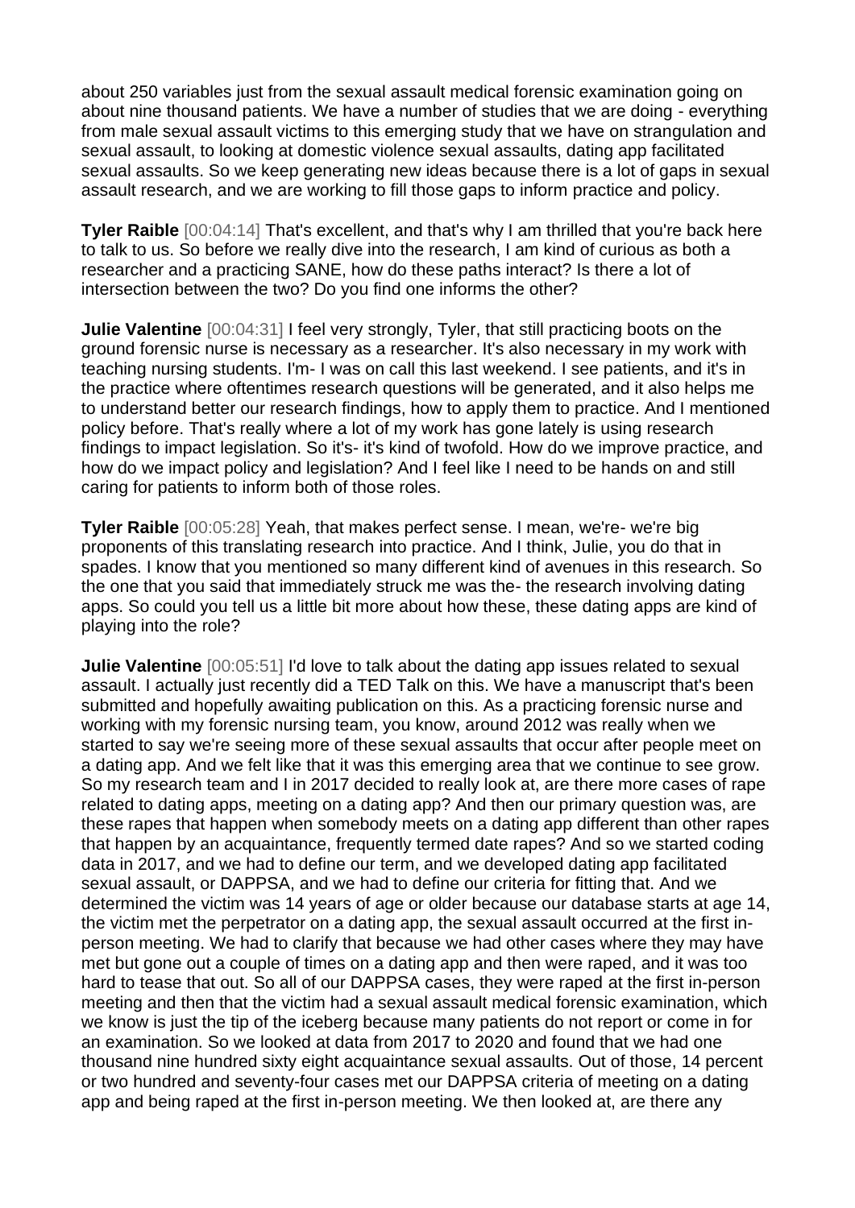about 250 variables just from the sexual assault medical forensic examination going on about nine thousand patients. We have a number of studies that we are doing - everything from male sexual assault victims to this emerging study that we have on strangulation and sexual assault, to looking at domestic violence sexual assaults, dating app facilitated sexual assaults. So we keep generating new ideas because there is a lot of gaps in sexual assault research, and we are working to fill those gaps to inform practice and policy.

**Tyler Raible** [00:04:14] That's excellent, and that's why I am thrilled that you're back here to talk to us. So before we really dive into the research, I am kind of curious as both a researcher and a practicing SANE, how do these paths interact? Is there a lot of intersection between the two? Do you find one informs the other?

**Julie Valentine** [00:04:31] I feel very strongly, Tyler, that still practicing boots on the ground forensic nurse is necessary as a researcher. It's also necessary in my work with teaching nursing students. I'm- I was on call this last weekend. I see patients, and it's in the practice where oftentimes research questions will be generated, and it also helps me to understand better our research findings, how to apply them to practice. And I mentioned policy before. That's really where a lot of my work has gone lately is using research findings to impact legislation. So it's- it's kind of twofold. How do we improve practice, and how do we impact policy and legislation? And I feel like I need to be hands on and still caring for patients to inform both of those roles.

**Tyler Raible** [00:05:28] Yeah, that makes perfect sense. I mean, we're- we're big proponents of this translating research into practice. And I think, Julie, you do that in spades. I know that you mentioned so many different kind of avenues in this research. So the one that you said that immediately struck me was the- the research involving dating apps. So could you tell us a little bit more about how these, these dating apps are kind of playing into the role?

**Julie Valentine** [00:05:51] I'd love to talk about the dating app issues related to sexual assault. I actually just recently did a TED Talk on this. We have a manuscript that's been submitted and hopefully awaiting publication on this. As a practicing forensic nurse and working with my forensic nursing team, you know, around 2012 was really when we started to say we're seeing more of these sexual assaults that occur after people meet on a dating app. And we felt like that it was this emerging area that we continue to see grow. So my research team and I in 2017 decided to really look at, are there more cases of rape related to dating apps, meeting on a dating app? And then our primary question was, are these rapes that happen when somebody meets on a dating app different than other rapes that happen by an acquaintance, frequently termed date rapes? And so we started coding data in 2017, and we had to define our term, and we developed dating app facilitated sexual assault, or DAPPSA, and we had to define our criteria for fitting that. And we determined the victim was 14 years of age or older because our database starts at age 14, the victim met the perpetrator on a dating app, the sexual assault occurred at the first in-person meeting. We had to clarify that because we had other cases where they may have met but gone out a couple of times on a dating app and then were raped, and it was too hard to tease that out. So all of our DAPPSA cases, they were raped at the first in-person meeting and then that the victim had a sexual assault medical forensic examination, which we know is just the tip of the iceberg because many patients do not report or come in for an examination. So we looked at data from 2017 to 2020 and found that we had one thousand nine hundred sixty eight acquaintance sexual assaults. Out of those, 14 percent or two hundred and seventy-four cases met our DAPPSA criteria of meeting on a dating app and being raped at the first in-person meeting. We then looked at, are there any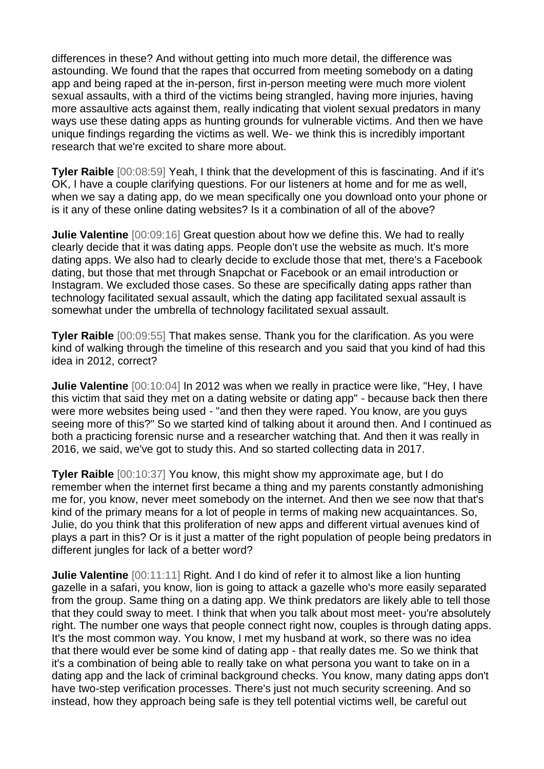differences in these? And without getting into much more detail, the difference was astounding. We found that the rapes that occurred from meeting somebody on a dating app and being raped at the in-person, first in-person meeting were much more violent sexual assaults, with a third of the victims being strangled, having more injuries, having more assaultive acts against them, really indicating that violent sexual predators in many ways use these dating apps as hunting grounds for vulnerable victims. And then we have unique findings regarding the victims as well. We- we think this is incredibly important research that we're excited to share more about.

**Tyler Raible** [00:08:59] Yeah, I think that the development of this is fascinating. And if it's OK, I have a couple clarifying questions. For our listeners at home and for me as well, when we say a dating app, do we mean specifically one you download onto your phone or is it any of these online dating websites? Is it a combination of all of the above?

**Julie Valentine** [00:09:16] Great question about how we define this. We had to really clearly decide that it was dating apps. People don't use the website as much. It's more dating apps. We also had to clearly decide to exclude those that met, there's a Facebook dating, but those that met through Snapchat or Facebook or an email introduction or Instagram. We excluded those cases. So these are specifically dating apps rather than technology facilitated sexual assault, which the dating app facilitated sexual assault is somewhat under the umbrella of technology facilitated sexual assault.

**Tyler Raible** [00:09:55] That makes sense. Thank you for the clarification. As you were kind of walking through the timeline of this research and you said that you kind of had this idea in 2012, correct?

**Julie Valentine** [00:10:04] In 2012 was when we really in practice were like, "Hey, I have this victim that said they met on a dating website or dating app" - because back then there were more websites being used - "and then they were raped. You know, are you guys seeing more of this?" So we started kind of talking about it around then. And I continued as both a practicing forensic nurse and a researcher watching that. And then it was really in 2016, we said, we've got to study this. And so started collecting data in 2017.

**Tyler Raible** [00:10:37] You know, this might show my approximate age, but I do remember when the internet first became a thing and my parents constantly admonishing me for, you know, never meet somebody on the internet. And then we see now that that's kind of the primary means for a lot of people in terms of making new acquaintances. So, Julie, do you think that this proliferation of new apps and different virtual avenues kind of plays a part in this? Or is it just a matter of the right population of people being predators in different jungles for lack of a better word?

**Julie Valentine** [00:11:11] Right. And I do kind of refer it to almost like a lion hunting gazelle in a safari, you know, lion is going to attack a gazelle who's more easily separated from the group. Same thing on a dating app. We think predators are likely able to tell those that they could sway to meet. I think that when you talk about most meet- you're absolutely right. The number one ways that people connect right now, couples is through dating apps. It's the most common way. You know, I met my husband at work, so there was no idea that there would ever be some kind of dating app - that really dates me. So we think that it's a combination of being able to really take on what persona you want to take on in a dating app and the lack of criminal background checks. You know, many dating apps don't have two-step verification processes. There's just not much security screening. And so instead, how they approach being safe is they tell potential victims well, be careful out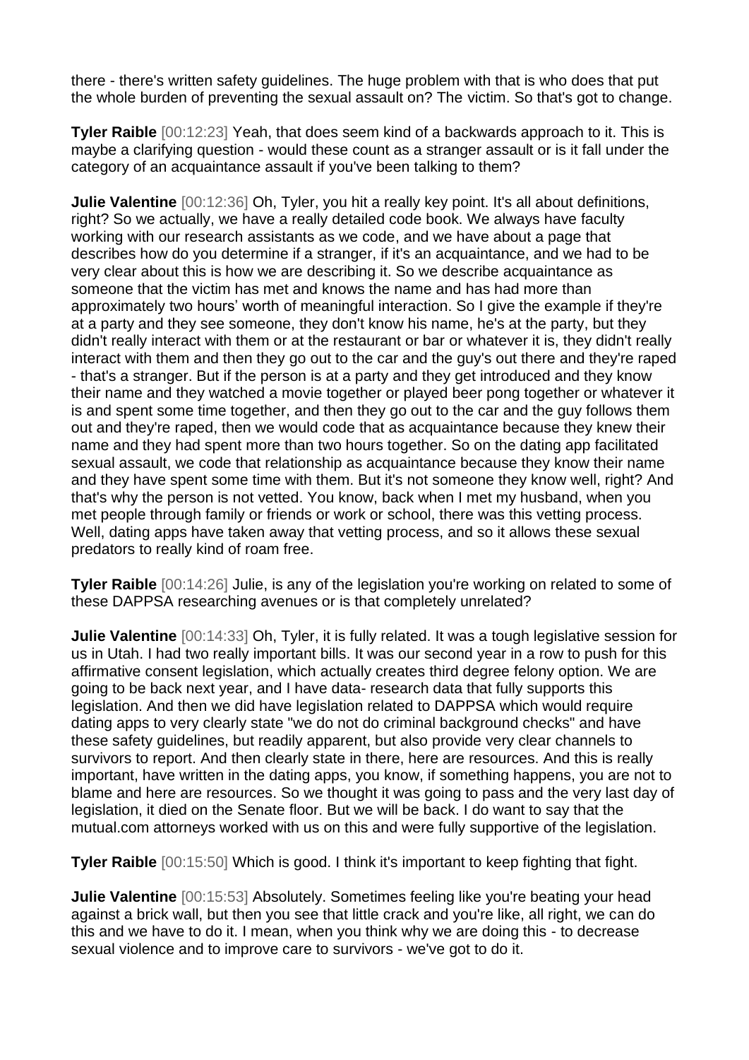there - there's written safety guidelines. The huge problem with that is who does that put the whole burden of preventing the sexual assault on? The victim. So that's got to change.

**Tyler Raible** [00:12:23] Yeah, that does seem kind of a backwards approach to it. This is maybe a clarifying question - would these count as a stranger assault or is it fall under the category of an acquaintance assault if you've been talking to them?

**Julie Valentine** [00:12:36] Oh, Tyler, you hit a really key point. It's all about definitions, right? So we actually, we have a really detailed code book. We always have faculty working with our research assistants as we code, and we have about a page that describes how do you determine if a stranger, if it's an acquaintance, and we had to be very clear about this is how we are describing it. So we describe acquaintance as someone that the victim has met and knows the name and has had more than approximately two hours' worth of meaningful interaction. So I give the example if they're at a party and they see someone, they don't know his name, he's at the party, but they didn't really interact with them or at the restaurant or bar or whatever it is, they didn't really interact with them and then they go out to the car and the guy's out there and they're raped - that's a stranger. But if the person is at a party and they get introduced and they know their name and they watched a movie together or played beer pong together or whatever it is and spent some time together, and then they go out to the car and the guy follows them out and they're raped, then we would code that as acquaintance because they knew their name and they had spent more than two hours together. So on the dating app facilitated sexual assault, we code that relationship as acquaintance because they know their name and they have spent some time with them. But it's not someone they know well, right? And that's why the person is not vetted. You know, back when I met my husband, when you met people through family or friends or work or school, there was this vetting process. Well, dating apps have taken away that vetting process, and so it allows these sexual predators to really kind of roam free.

**Tyler Raible** [00:14:26] Julie, is any of the legislation you're working on related to some of these DAPPSA researching avenues or is that completely unrelated?

**Julie Valentine** [00:14:33] Oh, Tyler, it is fully related. It was a tough legislative session for us in Utah. I had two really important bills. It was our second year in a row to push for this affirmative consent legislation, which actually creates third degree felony option. We are going to be back next year, and I have data- research data that fully supports this legislation. And then we did have legislation related to DAPPSA which would require dating apps to very clearly state "we do not do criminal background checks" and have these safety guidelines, but readily apparent, but also provide very clear channels to survivors to report. And then clearly state in there, here are resources. And this is really important, have written in the dating apps, you know, if something happens, you are not to blame and here are resources. So we thought it was going to pass and the very last day of legislation, it died on the Senate floor. But we will be back. I do want to say that the mutual.com attorneys worked with us on this and were fully supportive of the legislation.

**Tyler Raible** [00:15:50] Which is good. I think it's important to keep fighting that fight.

**Julie Valentine** [00:15:53] Absolutely. Sometimes feeling like you're beating your head against a brick wall, but then you see that little crack and you're like, all right, we can do this and we have to do it. I mean, when you think why we are doing this - to decrease sexual violence and to improve care to survivors - we've got to do it.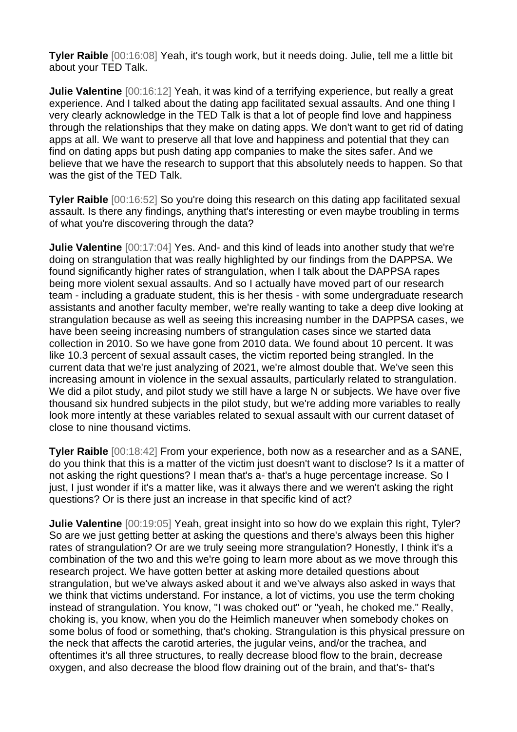**Tyler Raible** [00:16:08] Yeah, it's tough work, but it needs doing. Julie, tell me a little bit about your TED Talk.

**Julie Valentine** [00:16:12] Yeah, it was kind of a terrifying experience, but really a great experience. And I talked about the dating app facilitated sexual assaults. And one thing I very clearly acknowledge in the TED Talk is that a lot of people find love and happiness through the relationships that they make on dating apps. We don't want to get rid of dating apps at all. We want to preserve all that love and happiness and potential that they can find on dating apps but push dating app companies to make the sites safer. And we believe that we have the research to support that this absolutely needs to happen. So that was the gist of the TED Talk.

**Tyler Raible** [00:16:52] So you're doing this research on this dating app facilitated sexual assault. Is there any findings, anything that's interesting or even maybe troubling in terms of what you're discovering through the data?

**Julie Valentine** [00:17:04] Yes. And- and this kind of leads into another study that we're doing on strangulation that was really highlighted by our findings from the DAPPSA. We found significantly higher rates of strangulation, when I talk about the DAPPSA rapes being more violent sexual assaults. And so I actually have moved part of our research team - including a graduate student, this is her thesis - with some undergraduate research assistants and another faculty member, we're really wanting to take a deep dive looking at strangulation because as well as seeing this increasing number in the DAPPSA cases, we have been seeing increasing numbers of strangulation cases since we started data collection in 2010. So we have gone from 2010 data. We found about 10 percent. It was like 10.3 percent of sexual assault cases, the victim reported being strangled. In the current data that we're just analyzing of 2021, we're almost double that. We've seen this increasing amount in violence in the sexual assaults, particularly related to strangulation. We did a pilot study, and pilot study we still have a large N or subjects. We have over five thousand six hundred subjects in the pilot study, but we're adding more variables to really look more intently at these variables related to sexual assault with our current dataset of close to nine thousand victims.

**Tyler Raible** [00:18:42] From your experience, both now as a researcher and as a SANE, do you think that this is a matter of the victim just doesn't want to disclose? Is it a matter of not asking the right questions? I mean that's a- that's a huge percentage increase. So I just, I just wonder if it's a matter like, was it always there and we weren't asking the right questions? Or is there just an increase in that specific kind of act?

**Julie Valentine** [00:19:05] Yeah, great insight into so how do we explain this right, Tyler? So are we just getting better at asking the questions and there's always been this higher rates of strangulation? Or are we truly seeing more strangulation? Honestly, I think it's a combination of the two and this we're going to learn more about as we move through this research project. We have gotten better at asking more detailed questions about strangulation, but we've always asked about it and we've always also asked in ways that we think that victims understand. For instance, a lot of victims, you use the term choking instead of strangulation. You know, "I was choked out" or "yeah, he choked me." Really, choking is, you know, when you do the Heimlich maneuver when somebody chokes on some bolus of food or something, that's choking. Strangulation is this physical pressure on the neck that affects the carotid arteries, the jugular veins, and/or the trachea, and oftentimes it's all three structures, to really decrease blood flow to the brain, decrease oxygen, and also decrease the blood flow draining out of the brain, and that's- that's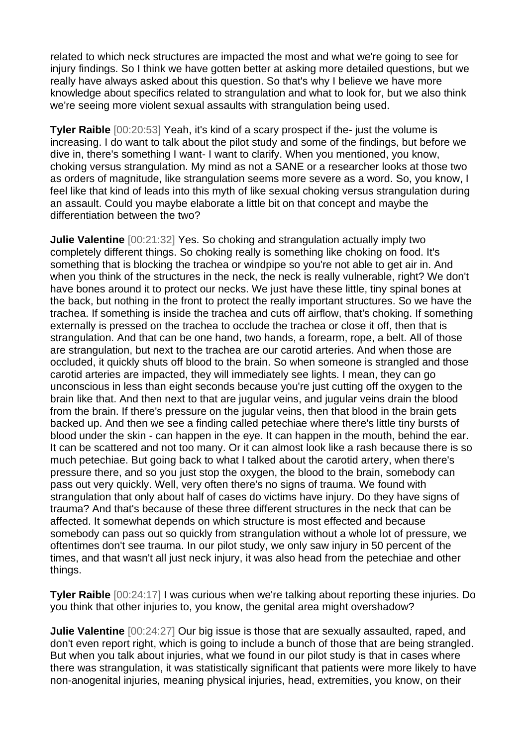related to which neck structures are impacted the most and what we're going to see for injury findings. So I think we have gotten better at asking more detailed questions, but we really have always asked about this question. So that's why I believe we have more knowledge about specifics related to strangulation and what to look for, but we also think we're seeing more violent sexual assaults with strangulation being used.

**Tyler Raible** [00:20:53] Yeah, it's kind of a scary prospect if the- just the volume is increasing. I do want to talk about the pilot study and some of the findings, but before we dive in, there's something I want- I want to clarify. When you mentioned, you know, choking versus strangulation. My mind as not a SANE or a researcher looks at those two as orders of magnitude, like strangulation seems more severe as a word. So, you know, I feel like that kind of leads into this myth of like sexual choking versus strangulation during an assault. Could you maybe elaborate a little bit on that concept and maybe the differentiation between the two?

**Julie Valentine** [00:21:32] Yes. So choking and strangulation actually imply two completely different things. So choking really is something like choking on food. It's something that is blocking the trachea or windpipe so you're not able to get air in. And when you think of the structures in the neck, the neck is really vulnerable, right? We don't have bones around it to protect our necks. We just have these little, tiny spinal bones at the back, but nothing in the front to protect the really important structures. So we have the trachea. If something is inside the trachea and cuts off airflow, that's choking. If something externally is pressed on the trachea to occlude the trachea or close it off, then that is strangulation. And that can be one hand, two hands, a forearm, rope, a belt. All of those are strangulation, but next to the trachea are our carotid arteries. And when those are occluded, it quickly shuts off blood to the brain. So when someone is strangled and those carotid arteries are impacted, they will immediately see lights. I mean, they can go unconscious in less than eight seconds because you're just cutting off the oxygen to the brain like that. And then next to that are jugular veins, and jugular veins drain the blood from the brain. If there's pressure on the jugular veins, then that blood in the brain gets backed up. And then we see a finding called petechiae where there's little tiny bursts of blood under the skin - can happen in the eye. It can happen in the mouth, behind the ear. It can be scattered and not too many. Or it can almost look like a rash because there is so much petechiae. But going back to what I talked about the carotid artery, when there's pressure there, and so you just stop the oxygen, the blood to the brain, somebody can pass out very quickly. Well, very often there's no signs of trauma. We found with strangulation that only about half of cases do victims have injury. Do they have signs of trauma? And that's because of these three different structures in the neck that can be affected. It somewhat depends on which structure is most effected and because somebody can pass out so quickly from strangulation without a whole lot of pressure, we oftentimes don't see trauma. In our pilot study, we only saw injury in 50 percent of the times, and that wasn't all just neck injury, it was also head from the petechiae and other things.

**Tyler Raible** [00:24:17] I was curious when we're talking about reporting these injuries. Do you think that other injuries to, you know, the genital area might overshadow?

**Julie Valentine** [00:24:27] Our big issue is those that are sexually assaulted, raped, and don't even report right, which is going to include a bunch of those that are being strangled. But when you talk about injuries, what we found in our pilot study is that in cases where there was strangulation, it was statistically significant that patients were more likely to have non-anogenital injuries, meaning physical injuries, head, extremities, you know, on their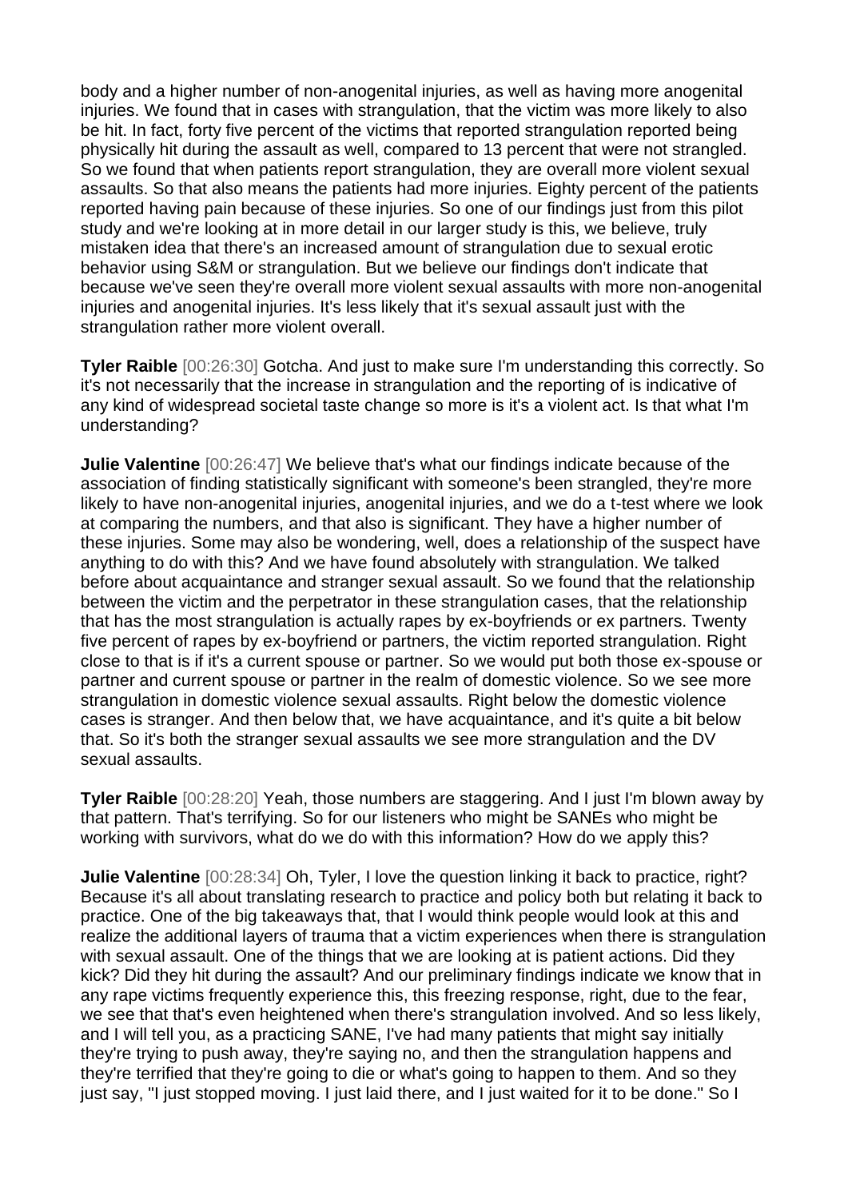body and a higher number of non-anogenital injuries, as well as having more anogenital injuries. We found that in cases with strangulation, that the victim was more likely to also be hit. In fact, forty five percent of the victims that reported strangulation reported being physically hit during the assault as well, compared to 13 percent that were not strangled. So we found that when patients report strangulation, they are overall more violent sexual assaults. So that also means the patients had more injuries. Eighty percent of the patients reported having pain because of these injuries. So one of our findings just from this pilot study and we're looking at in more detail in our larger study is this, we believe, truly mistaken idea that there's an increased amount of strangulation due to sexual erotic behavior using S&M or strangulation. But we believe our findings don't indicate that because we've seen they're overall more violent sexual assaults with more non-anogenital injuries and anogenital injuries. It's less likely that it's sexual assault just with the strangulation rather more violent overall.

**Tyler Raible** [00:26:30] Gotcha. And just to make sure I'm understanding this correctly. So it's not necessarily that the increase in strangulation and the reporting of is indicative of any kind of widespread societal taste change so more is it's a violent act. Is that what I'm understanding?

**Julie Valentine** [00:26:47] We believe that's what our findings indicate because of the association of finding statistically significant with someone's been strangled, they're more likely to have non-anogenital injuries, anogenital injuries, and we do a t-test where we look at comparing the numbers, and that also is significant. They have a higher number of these injuries. Some may also be wondering, well, does a relationship of the suspect have anything to do with this? And we have found absolutely with strangulation. We talked before about acquaintance and stranger sexual assault. So we found that the relationship between the victim and the perpetrator in these strangulation cases, that the relationship that has the most strangulation is actually rapes by ex-boyfriends or ex partners. Twenty five percent of rapes by ex-boyfriend or partners, the victim reported strangulation. Right close to that is if it's a current spouse or partner. So we would put both those ex-spouse or partner and current spouse or partner in the realm of domestic violence. So we see more strangulation in domestic violence sexual assaults. Right below the domestic violence cases is stranger. And then below that, we have acquaintance, and it's quite a bit below that. So it's both the stranger sexual assaults we see more strangulation and the DV sexual assaults.

**Tyler Raible** [00:28:20] Yeah, those numbers are staggering. And I just I'm blown away by that pattern. That's terrifying. So for our listeners who might be SANEs who might be working with survivors, what do we do with this information? How do we apply this?

**Julie Valentine** [00:28:34] Oh, Tyler, I love the question linking it back to practice, right? Because it's all about translating research to practice and policy both but relating it back to practice. One of the big takeaways that, that I would think people would look at this and realize the additional layers of trauma that a victim experiences when there is strangulation with sexual assault. One of the things that we are looking at is patient actions. Did they kick? Did they hit during the assault? And our preliminary findings indicate we know that in any rape victims frequently experience this, this freezing response, right, due to the fear, we see that that's even heightened when there's strangulation involved. And so less likely, and I will tell you, as a practicing SANE, I've had many patients that might say initially they're trying to push away, they're saying no, and then the strangulation happens and they're terrified that they're going to die or what's going to happen to them. And so they just say, "I just stopped moving. I just laid there, and I just waited for it to be done." So I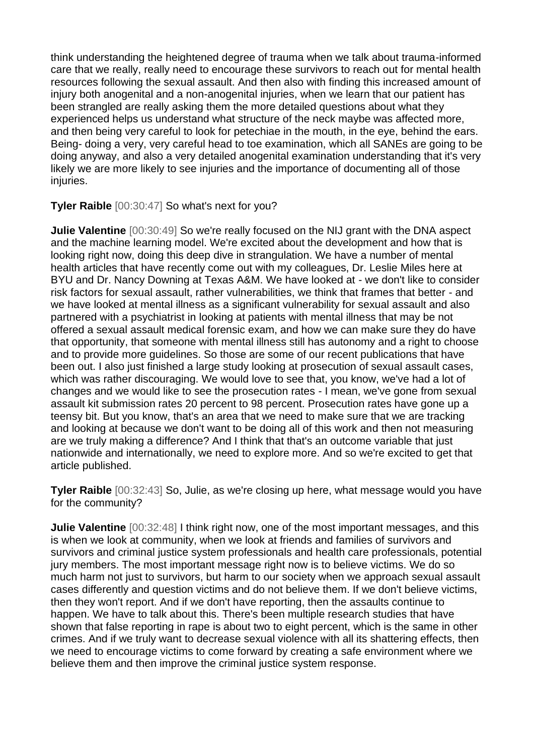think understanding the heightened degree of trauma when we talk about trauma-informed care that we really, really need to encourage these survivors to reach out for mental health resources following the sexual assault. And then also with finding this increased amount of injury both anogenital and a non-anogenital injuries, when we learn that our patient has been strangled are really asking them the more detailed questions about what they experienced helps us understand what structure of the neck maybe was affected more, and then being very careful to look for petechiae in the mouth, in the eye, behind the ears. Being- doing a very, very careful head to toe examination, which all SANEs are going to be doing anyway, and also a very detailed anogenital examination understanding that it's very likely we are more likely to see injuries and the importance of documenting all of those injuries.

**Tyler Raible** [00:30:47] So what's next for you?

**Julie Valentine** [00:30:49] So we're really focused on the NIJ grant with the DNA aspect and the machine learning model. We're excited about the development and how that is looking right now, doing this deep dive in strangulation. We have a number of mental health articles that have recently come out with my colleagues, Dr. Leslie Miles here at BYU and Dr. Nancy Downing at Texas A&M. We have looked at - we don't like to consider risk factors for sexual assault, rather vulnerabilities, we think that frames that better - and we have looked at mental illness as a significant vulnerability for sexual assault and also partnered with a psychiatrist in looking at patients with mental illness that may be not offered a sexual assault medical forensic exam, and how we can make sure they do have that opportunity, that someone with mental illness still has autonomy and a right to choose and to provide more guidelines. So those are some of our recent publications that have been out. I also just finished a large study looking at prosecution of sexual assault cases, which was rather discouraging. We would love to see that, you know, we've had a lot of changes and we would like to see the prosecution rates - I mean, we've gone from sexual assault kit submission rates 20 percent to 98 percent. Prosecution rates have gone up a teensy bit. But you know, that's an area that we need to make sure that we are tracking and looking at because we don't want to be doing all of this work and then not measuring are we truly making a difference? And I think that that's an outcome variable that just nationwide and internationally, we need to explore more. And so we're excited to get that article published.

**Tyler Raible** [00:32:43] So, Julie, as we're closing up here, what message would you have for the community?

**Julie Valentine** [00:32:48] I think right now, one of the most important messages, and this is when we look at community, when we look at friends and families of survivors and survivors and criminal justice system professionals and health care professionals, potential jury members. The most important message right now is to believe victims. We do so much harm not just to survivors, but harm to our society when we approach sexual assault cases differently and question victims and do not believe them. If we don't believe victims, then they won't report. And if we don't have reporting, then the assaults continue to happen. We have to talk about this. There's been multiple research studies that have shown that false reporting in rape is about two to eight percent, which is the same in other crimes. And if we truly want to decrease sexual violence with all its shattering effects, then we need to encourage victims to come forward by creating a safe environment where we believe them and then improve the criminal justice system response.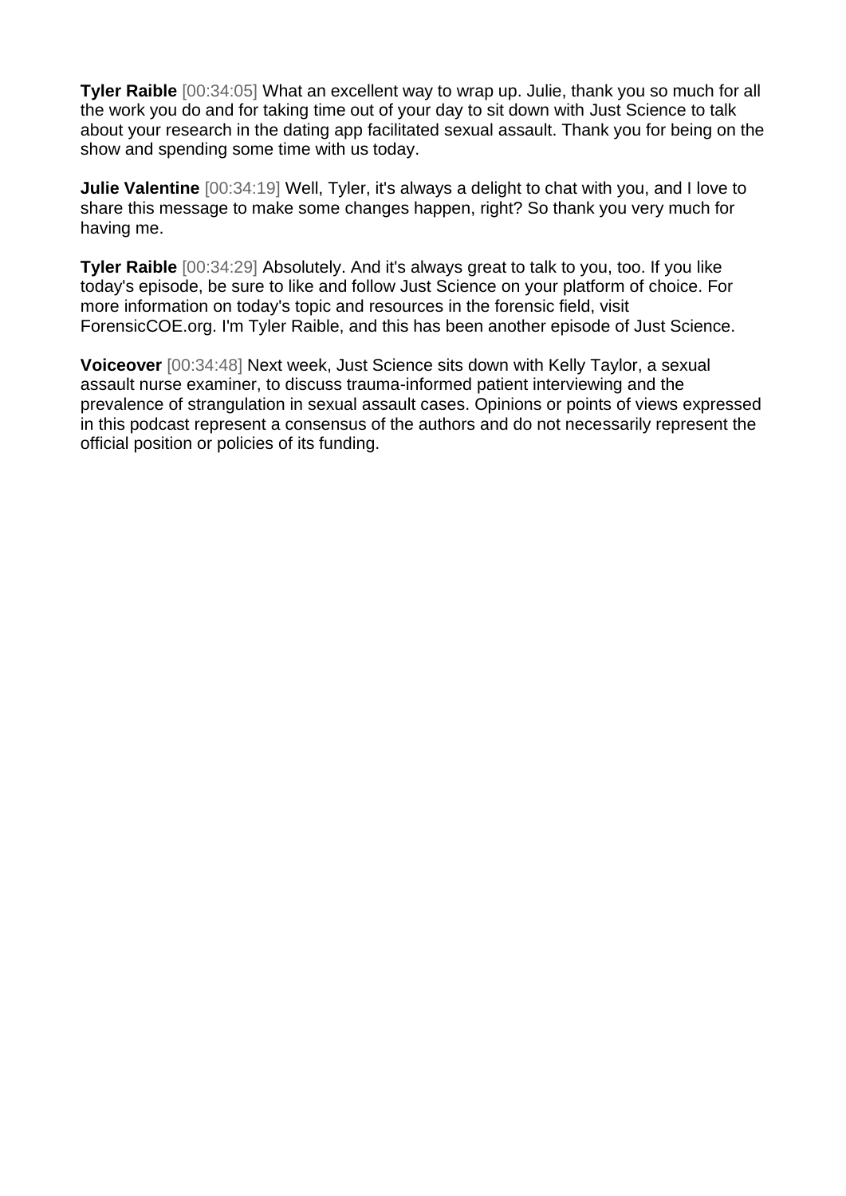**Tyler Raible** [00:34:05] What an excellent way to wrap up. Julie, thank you so much for all the work you do and for taking time out of your day to sit down with Just Science to talk about your research in the dating app facilitated sexual assault. Thank you for being on the show and spending some time with us today.

**Julie Valentine** [00:34:19] Well, Tyler, it's always a delight to chat with you, and I love to share this message to make some changes happen, right? So thank you very much for having me.

**Tyler Raible** [00:34:29] Absolutely. And it's always great to talk to you, too. If you like today's episode, be sure to like and follow Just Science on your platform of choice. For more information on today's topic and resources in the forensic field, visit ForensicCOE.org. I'm Tyler Raible, and this has been another episode of Just Science.

**Voiceover** [00:34:48] Next week, Just Science sits down with Kelly Taylor, a sexual assault nurse examiner, to discuss trauma-informed patient interviewing and the prevalence of strangulation in sexual assault cases. Opinions or points of views expressed in this podcast represent a consensus of the authors and do not necessarily represent the official position or policies of its funding.